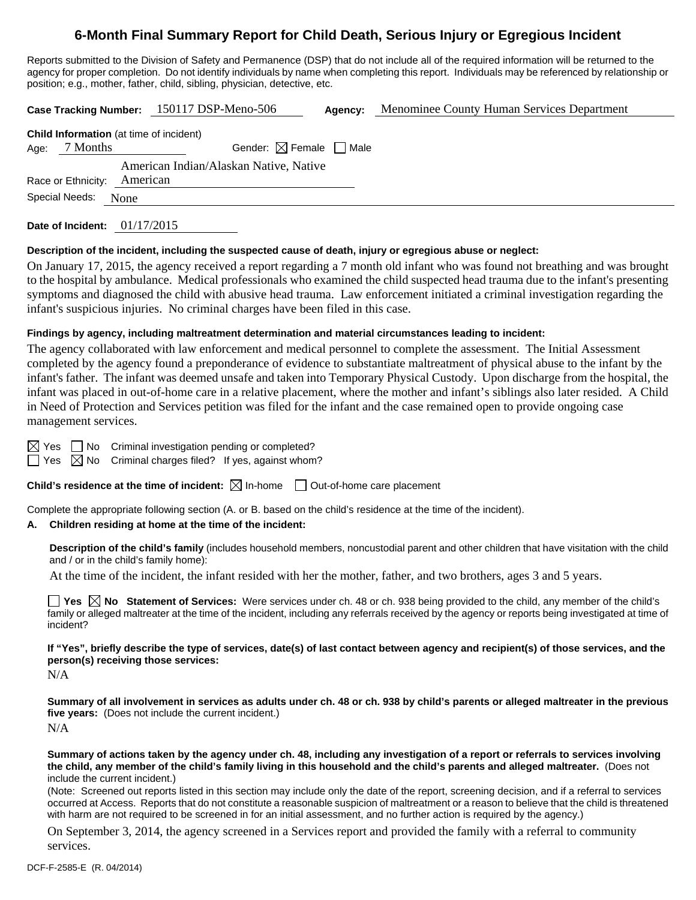# 6-Month Final Summary Report for Child Death, Serious Injury or Egregious Incident

Reports submitted to the Division of Safety and Permanence (DSP) that do not include all of the required information will be returned to the agency for proper completion. Do not identify individuals by name when completing this report. Individuals may be referenced by relationship or position; e.g., mother, father, child, sibling, physician, detective, etc.

**Case Tracking Number:** 150117 DSP-Meno-506 **Agency:** Menominee County Human Services Department

**Child Information** (at time of incident)

Age: 7 Months Gender: ☒ Female ☐ Male

Race or Ethnicity: American Indian/Alaskan Native, Native American

Special Needs: None

**Date of Incident:** 01/17/2015

**Description of the incident, including the suspected cause of death, injury or egregious abuse or neglect:**

On January 17, 2015, the agency received a report regarding a 7 month old infant who was found not breathing and was brought to the hospital by ambulance. Medical professionals who examined the child suspected head trauma due to the infant's presenting symptoms and diagnosed the child with abusive head trauma. Law enforcement initiated a criminal investigation regarding the infant's suspicious injuries. No criminal charges have been filed in this case.

**Findings by agency, including maltreatment determination and material circumstances leading to incident:**

The agency collaborated with law enforcement and medical personnel to complete the assessment. The Initial Assessment completed by the agency found a preponderance of evidence to substantiate maltreatment of physical abuse to the infant by the infant's father. The infant was deemed unsafe and taken into Temporary Physical Custody. Upon discharge from the hospital, the infant was placed in out-of-home care in a relative placement, where the mother and infant's siblings also later resided. A Child in Need of Protection and Services petition was filed for the infant and the case remained open to provide ongoing case management services.

☒ Yes ☐ No Criminal investigation pending or completed?

☐ Yes ☒ No Criminal charges filed? If yes, against whom?

**Child's residence at the time of incident:** ☒ In-home ☐ Out-of-home care placement

Complete the appropriate following section (A. or B. based on the child's residence at the time of the incident).

**A. Children residing at home at the time of the incident:**

**Description of the child's family** (includes household members, noncustodial parent and other children that have visitation with the child and / or in the child's family home):

At the time of the incident, the infant resided with her the mother, father, and two brothers, ages 3 and 5 years.

☐ **Yes** ☒ **No Statement of Services:** Were services under ch. 48 or ch. 938 being provided to the child, any member of the child's family or alleged maltreater at the time of the incident, including any referrals received by the agency or reports being investigated at time of incident?

**If "Yes", briefly describe the type of services, date(s) of last contact between agency and recipient(s) of those services, and the person(s) receiving those services:**

N/A

**Summary of all involvement in services as adults under ch. 48 or ch. 938 by child's parents or alleged maltreater in the previous five years:** (Does not include the current incident.)

N/A

**Summary of actions taken by the agency under ch. 48, including any investigation of a report or referrals to services involving the child, any member of the child's family living in this household and the child's parents and alleged maltreater.** (Does not include the current incident.)

(Note: Screened out reports listed in this section may include only the date of the report, screening decision, and if a referral to services occurred at Access. Reports that do not constitute a reasonable suspicion of maltreatment or a reason to believe that the child is threatened with harm are not required to be screened in for an initial assessment, and no further action is required by the agency.)

On September 3, 2014, the agency screened in a Services report and provided the family with a referral to community services.

DCF-F-2585-E (R. 04/2014)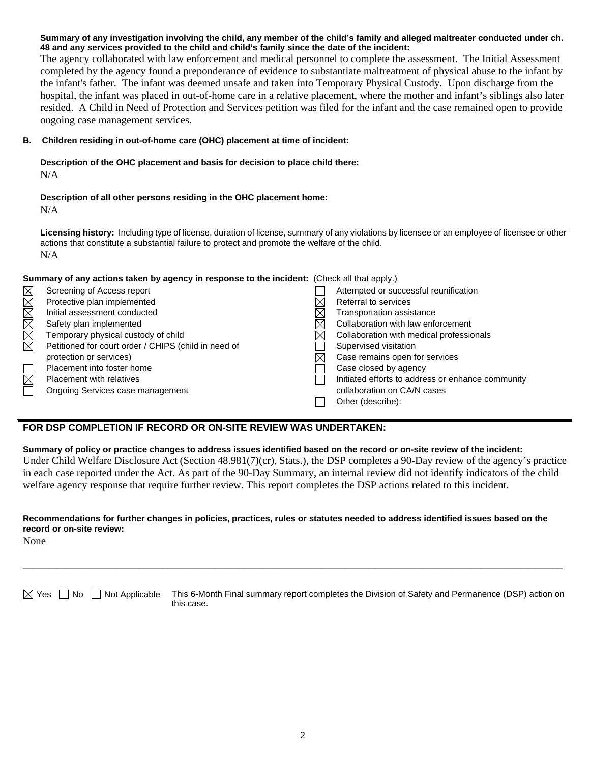**Summary of any investigation involving the child, any member of the child's family and alleged maltreater conducted under ch. 48 and any services provided to the child and child's family since the date of the incident:**

The agency collaborated with law enforcement and medical personnel to complete the assessment. The Initial Assessment completed by the agency found a preponderance of evidence to substantiate maltreatment of physical abuse to the infant by the infant's father. The infant was deemed unsafe and taken into Temporary Physical Custody. Upon discharge from the hospital, the infant was placed in out-of-home care in a relative placement, where the mother and infant's siblings also later resided. A Child in Need of Protection and Services petition was filed for the infant and the case remained open to provide ongoing case management services.

**B. Children residing in out-of-home care (OHC) placement at time of incident:**

**Description of the OHC placement and basis for decision to place child there:**

N/A

**Description of all other persons residing in the OHC placement home:**

N/A

**Licensing history:** Including type of license, duration of license, summary of any violations by licensee or an employee of licensee or other actions that constitute a substantial failure to protect and promote the welfare of the child.

N/A

**Summary of any actions taken by agency in response to the incident:** (Check all that apply.)

- ☒ Screening of Access report
- ☒ Protective plan implemented
- ☒ Initial assessment conducted
- ☒ Safety plan implemented
- ☒ Temporary physical custody of child
- ☒ Petitioned for court order / CHIPS (child in need of protection or services)
- ☐ Placement into foster home
- ☒ Placement with relatives
- ☐ Ongoing Services case management
- ☐ Attempted or successful reunification
- ☒ Referral to services
- ☒ Transportation assistance
- ☒ Collaboration with law enforcement
- ☒ Collaboration with medical professionals
- ☐ Supervised visitation
- ☒ Case remains open for services
- ☐ Case closed by agency
- ☐ Initiated efforts to address or enhance community collaboration on CA/N cases
- ☐ Other (describe):

## FOR DSP COMPLETION IF RECORD OR ON-SITE REVIEW WAS UNDERTAKEN:

**Summary of policy or practice changes to address issues identified based on the record or on-site review of the incident:**

Under Child Welfare Disclosure Act (Section 48.981(7)(cr), Stats.), the DSP completes a 90-Day review of the agency's practice in each case reported under the Act. As part of the 90-Day Summary, an internal review did not identify indicators of the child welfare agency response that require further review. This report completes the DSP actions related to this incident.

**Recommendations for further changes in policies, practices, rules or statutes needed to address identified issues based on the record or on-site review:**

None

---

☒ Yes ☐ No ☐ Not Applicable This 6-Month Final summary report completes the Division of Safety and Permanence (DSP) action on this case.